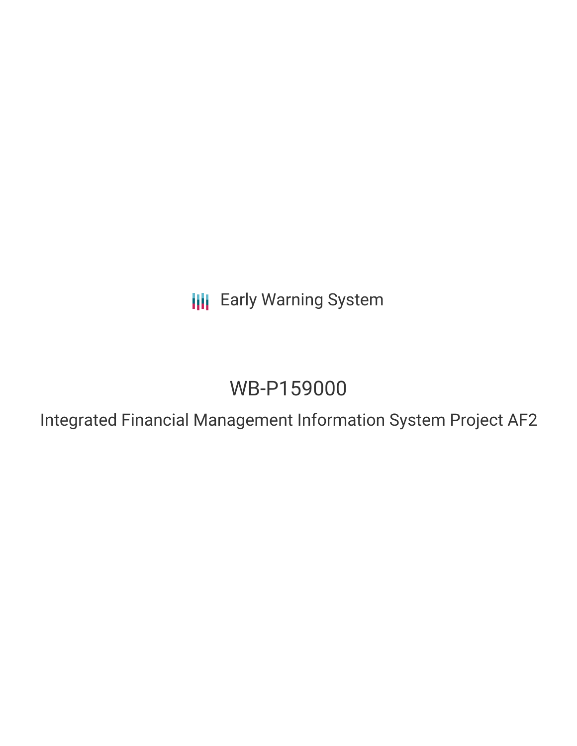Early Warning System

# WB-P159000

## Integrated Financial Management Information System Project AF2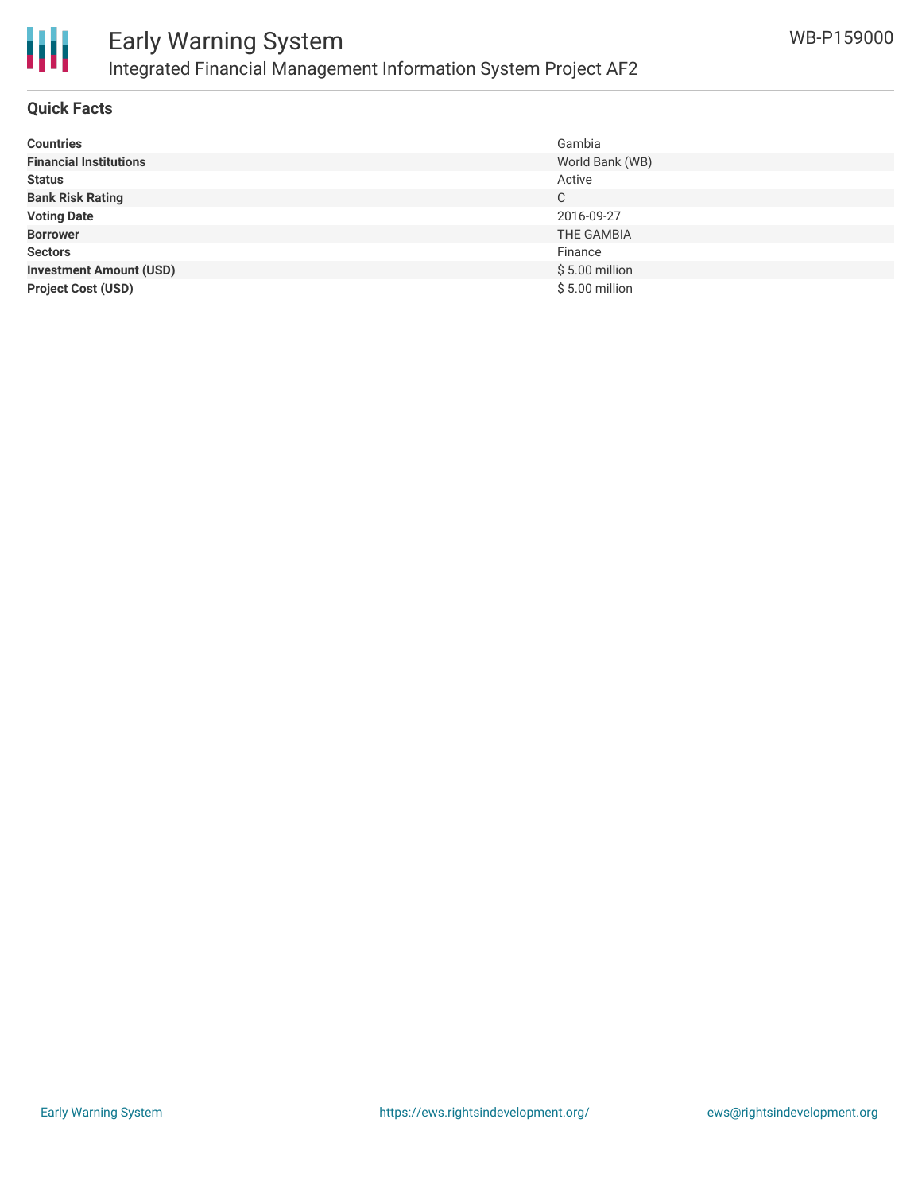## Quick Facts

| | |
|---|---|
| **Countries** | Gambia |
| **Financial Institutions** | World Bank (WB) |
| **Status** | Active |
| **Bank Risk Rating** | C |
| **Voting Date** | 2016-09-27 |
| **Borrower** | THE GAMBIA |
| **Sectors** | Finance |
| **Investment Amount (USD)** | $ 5.00 million |
| **Project Cost (USD)** | $ 5.00 million |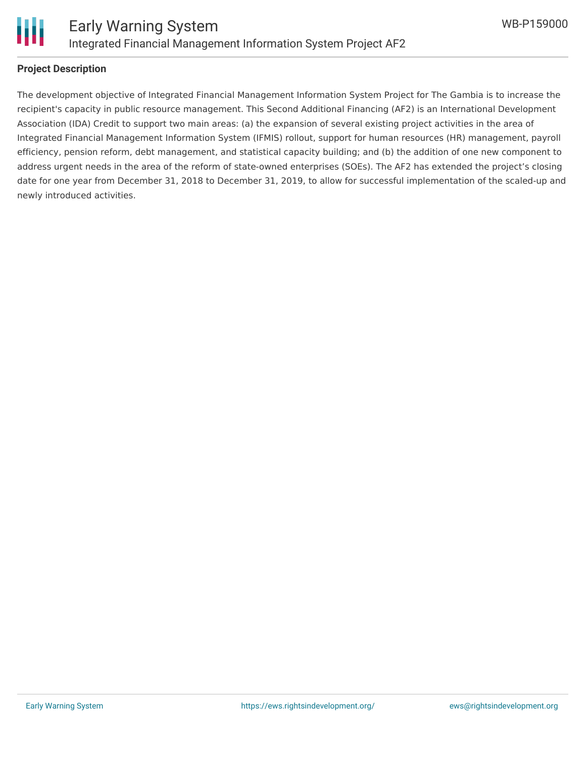**Project Description**

The development objective of Integrated Financial Management Information System Project for The Gambia is to increase the recipient's capacity in public resource management. This Second Additional Financing (AF2) is an International Development Association (IDA) Credit to support two main areas: (a) the expansion of several existing project activities in the area of Integrated Financial Management Information System (IFMIS) rollout, support for human resources (HR) management, payroll efficiency, pension reform, debt management, and statistical capacity building; and (b) the addition of one new component to address urgent needs in the area of the reform of state-owned enterprises (SOEs). The AF2 has extended the project's closing date for one year from December 31, 2018 to December 31, 2019, to allow for successful implementation of the scaled-up and newly introduced activities.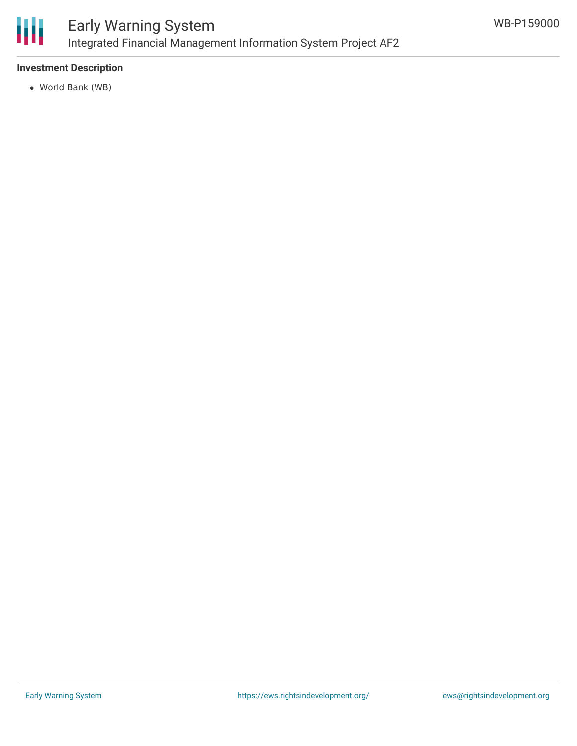**Investment Description**

- World Bank (WB)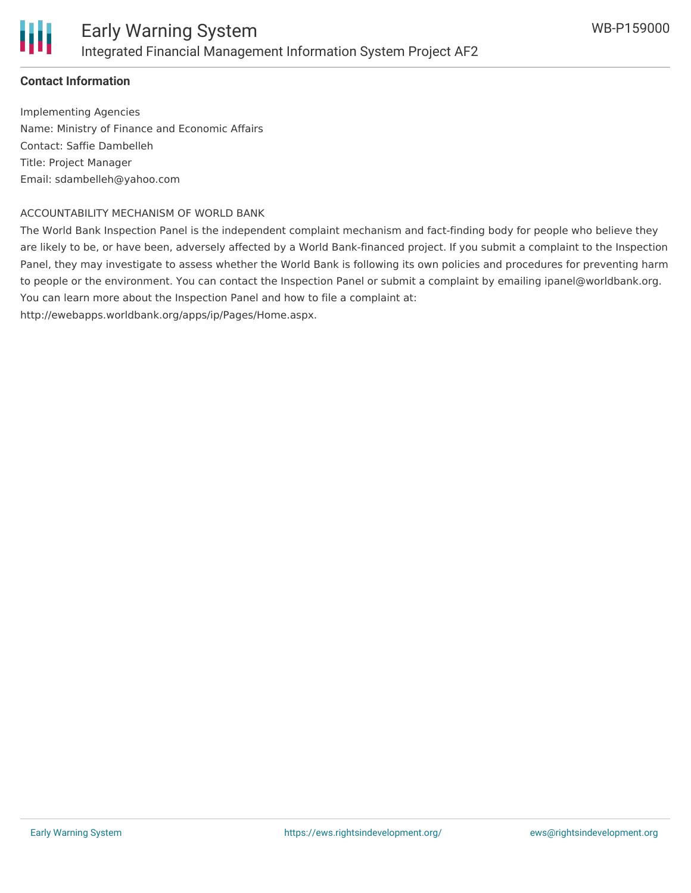**Contact Information**

Implementing Agencies
Name: Ministry of Finance and Economic Affairs
Contact: Saffie Dambelleh
Title: Project Manager
Email: sdambelleh@yahoo.com

ACCOUNTABILITY MECHANISM OF WORLD BANK

The World Bank Inspection Panel is the independent complaint mechanism and fact-finding body for people who believe they are likely to be, or have been, adversely affected by a World Bank-financed project. If you submit a complaint to the Inspection Panel, they may investigate to assess whether the World Bank is following its own policies and procedures for preventing harm to people or the environment. You can contact the Inspection Panel or submit a complaint by emailing ipanel@worldbank.org. You can learn more about the Inspection Panel and how to file a complaint at: http://ewebapps.worldbank.org/apps/ip/Pages/Home.aspx.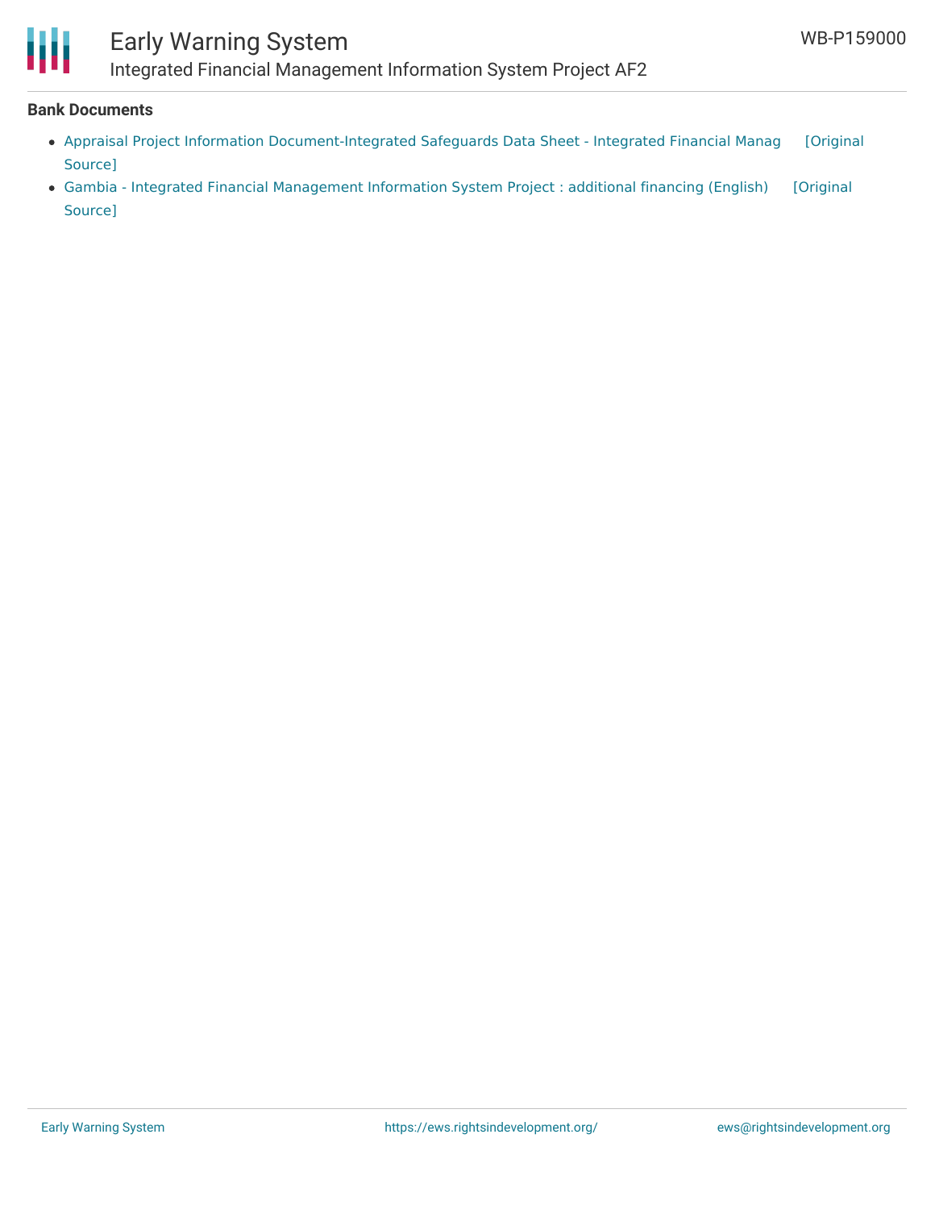**Bank Documents**

- Appraisal Project Information Document-Integrated Safeguards Data Sheet - Integrated Financial Manag [Original Source]
- Gambia - Integrated Financial Management Information System Project : additional financing (English) [Original Source]